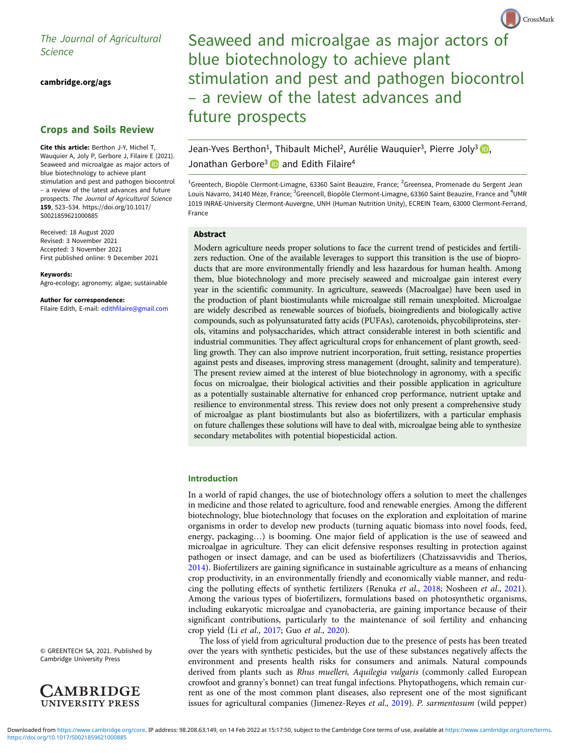*The Journal of Agricultural Science*

**cambridge.org/ags**

## Crops and Soils Review

**Cite this article:** Berthon J-Y, Michel T, Wauquier A, Joly P, Gerbore J, Filaire E (2021). Seaweed and microalgae as major actors of blue biotechnology to achieve plant stimulation and pest and pathogen biocontrol – a review of the latest advances and future prospects. *The Journal of Agricultural Science* **159**, 523–534. https://doi.org/10.1017/S0021859621000885

Received: 18 August 2020
Revised: 3 November 2021
Accepted: 3 November 2021
First published online: 9 December 2021

**Keywords:**
Agro-ecology; agronomy; algae; sustainable

**Author for correspondence:**
Filaire Edith, E-mail: edithfilaire@gmail.com

© GREENTECH SA, 2021. Published by Cambridge University Press

# Seaweed and microalgae as major actors of blue biotechnology to achieve plant stimulation and pest and pathogen biocontrol – a review of the latest advances and future prospects

Jean-Yves Berthon[1], Thibault Michel[2], Aurélie Wauquier[3], Pierre Joly[3], Jonathan Gerbore[3] and Edith Filaire[4]

[1]Greentech, Biopôle Clermont-Limagne, 63360 Saint Beauzire, France; [2]Greensea, Promenade du Sergent Jean Louis Navarro, 34140 Mèze, France; [3]Greencell, Biopôle Clermont-Limagne, 63360 Saint Beauzire, France and [4]UMR 1019 INRAE-University Clermont-Auvergne, UNH (Human Nutrition Unity), ECREIN Team, 63000 Clermont-Ferrand, France

## Abstract

Modern agriculture needs proper solutions to face the current trend of pesticides and fertilizers reduction. One of the available leverages to support this transition is the use of bioproducts that are more environmentally friendly and less hazardous for human health. Among them, blue biotechnology and more precisely seaweed and microalgae gain interest every year in the scientific community. In agriculture, seaweeds (Macroalgae) have been used in the production of plant biostimulants while microalgae still remain unexploited. Microalgae are widely described as renewable sources of biofuels, bioingredients and biologically active compounds, such as polyunsaturated fatty acids (PUFAs), carotenoids, phycobiliproteins, sterols, vitamins and polysaccharides, which attract considerable interest in both scientific and industrial communities. They affect agricultural crops for enhancement of plant growth, seedling growth. They can also improve nutrient incorporation, fruit setting, resistance properties against pests and diseases, improving stress management (drought, salinity and temperature). The present review aimed at the interest of blue biotechnology in agronomy, with a specific focus on microalgae, their biological activities and their possible application in agriculture as a potentially sustainable alternative for enhanced crop performance, nutrient uptake and resilience to environmental stress. This review does not only present a comprehensive study of microalgae as plant biostimulants but also as biofertilizers, with a particular emphasis on future challenges these solutions will have to deal with, microalgae being able to synthesize secondary metabolites with potential biopesticidal action.

## Introduction

In a world of rapid changes, the use of biotechnology offers a solution to meet the challenges in medicine and those related to agriculture, food and renewable energies. Among the different biotechnology, blue biotechnology that focuses on the exploration and exploitation of marine organisms in order to develop new products (turning aquatic biomass into novel foods, feed, energy, packaging…) is booming. One major field of application is the use of seaweed and microalgae in agriculture. They can elicit defensive responses resulting in protection against pathogen or insect damage, and can be used as biofertilizers (Chatzissavvidis and Therios, 2014). Biofertilizers are gaining significance in sustainable agriculture as a means of enhancing crop productivity, in an environmentally friendly and economically viable manner, and reducing the polluting effects of synthetic fertilizers (Renuka *et al*., 2018; Nosheen *et al*., 2021). Among the various types of biofertilizers, formulations based on photosynthetic organisms, including eukaryotic microalgae and cyanobacteria, are gaining importance because of their significant contributions, particularly to the maintenance of soil fertility and enhancing crop yield (Li *et al*., 2017; Guo *et al*., 2020).

The loss of yield from agricultural production due to the presence of pests has been treated over the years with synthetic pesticides, but the use of these substances negatively affects the environment and presents health risks for consumers and animals. Natural compounds derived from plants such as *Rhus muelleri, Aquilegia vulgaris* (commonly called European crowfoot and granny's bonnet) can treat fungal infections. Phytopathogens, which remain current as one of the most common plant diseases, also represent one of the most significant issues for agricultural companies (Jimenez-Reyes *et al*., 2019). *P. sarmentosum* (wild pepper)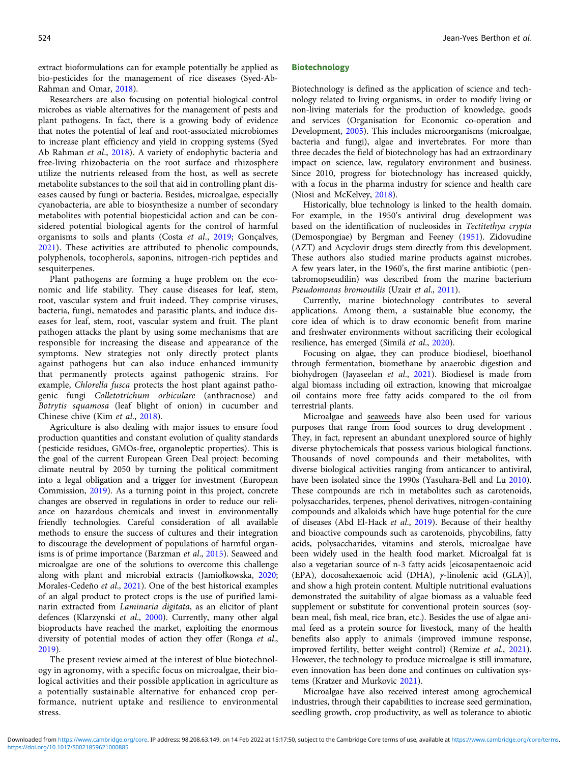extract bioformulations can for example potentially be applied as bio-pesticides for the management of rice diseases (Syed-Ab-Rahman and Omar, 2018).

Researchers are also focusing on potential biological control microbes as viable alternatives for the management of pests and plant pathogens. In fact, there is a growing body of evidence that notes the potential of leaf and root-associated microbiomes to increase plant efficiency and yield in cropping systems (Syed Ab Rahman *et al*., 2018). A variety of endophytic bacteria and free-living rhizobacteria on the root surface and rhizosphere utilize the nutrients released from the host, as well as secrete metabolite substances to the soil that aid in controlling plant diseases caused by fungi or bacteria. Besides, microalgae, especially cyanobacteria, are able to biosynthesize a number of secondary metabolites with potential biopesticidal action and can be considered potential biological agents for the control of harmful organisms to soils and plants (Costa *et al*., 2019; Gonçalves, 2021). These activities are attributed to phenolic compounds, polyphenols, tocopherols, saponins, nitrogen-rich peptides and sesquiterpenes.

Plant pathogens are forming a huge problem on the economic and life stability. They cause diseases for leaf, stem, root, vascular system and fruit indeed. They comprise viruses, bacteria, fungi, nematodes and parasitic plants, and induce diseases for leaf, stem, root, vascular system and fruit. The plant pathogen attacks the plant by using some mechanisms that are responsible for increasing the disease and appearance of the symptoms. New strategies not only directly protect plants against pathogens but can also induce enhanced immunity that permanently protects against pathogenic strains. For example, *Chlorella fusca* protects the host plant against pathogenic fungi *Colletotrichum orbiculare* (anthracnose) and *Botrytis squamosa* (leaf blight of onion) in cucumber and Chinese chive (Kim *et al*., 2018).

Agriculture is also dealing with major issues to ensure food production quantities and constant evolution of quality standards (pesticide residues, GMOs-free, organoleptic properties). This is the goal of the current European Green Deal project: becoming climate neutral by 2050 by turning the political commitment into a legal obligation and a trigger for investment (European Commission, 2019). As a turning point in this project, concrete changes are observed in regulations in order to reduce our reliance on hazardous chemicals and invest in environmentally friendly technologies. Careful consideration of all available methods to ensure the success of cultures and their integration to discourage the development of populations of harmful organisms is of prime importance (Barzman *et al*., 2015). Seaweed and microalgae are one of the solutions to overcome this challenge along with plant and microbial extracts (Jamiołkowska, 2020; Morales-Cedeño *et al*., 2021). One of the best historical examples of an algal product to protect crops is the use of purified laminarin extracted from *Laminaria digitata*, as an elicitor of plant defences (Klarzynski *et al*., 2000). Currently, many other algal bioproducts have reached the market, exploiting the enormous diversity of potential modes of action they offer (Ronga *et al*., 2019).

The present review aimed at the interest of blue biotechnology in agronomy, with a specific focus on microalgae, their biological activities and their possible application in agriculture as a potentially sustainable alternative for enhanced crop performance, nutrient uptake and resilience to environmental stress.

## Biotechnology

Biotechnology is defined as the application of science and technology related to living organisms, in order to modify living or non-living materials for the production of knowledge, goods and services (Organisation for Economic co-operation and Development, 2005). This includes microorganisms (microalgae, bacteria and fungi), algae and invertebrates. For more than three decades the field of biotechnology has had an extraordinary impact on science, law, regulatory environment and business. Since 2010, progress for biotechnology has increased quickly, with a focus in the pharma industry for science and health care (Niosi and McKelvey, 2018).

Historically, blue technology is linked to the health domain. For example, in the 1950's antiviral drug development was based on the identification of nucleosides in *Tectitethya crypta* (Demospongiae) by Bergman and Feeney (1951). Zidovudine (AZT) and Acyclovir drugs stem directly from this development. These authors also studied marine products against microbes. A few years later, in the 1960's, the first marine antibiotic (pentabromopseudilin) was described from the marine bacterium *Pseudomonas bromoutilis* (Uzair *et al*., 2011).

Currently, marine biotechnology contributes to several applications. Among them, a sustainable blue economy, the core idea of which is to draw economic benefit from marine and freshwater environments without sacrificing their ecological resilience, has emerged (Similä *et al*., 2020).

Focusing on algae, they can produce biodiesel, bioethanol through fermentation, biomethane by anaerobic digestion and biohydrogen (Jayaseelan *et al*., 2021). Biodiesel is made from algal biomass including oil extraction, knowing that microalgae oil contains more free fatty acids compared to the oil from terrestrial plants.

Microalgae and seaweeds have also been used for various purposes that range from food sources to drug development . They, in fact, represent an abundant unexplored source of highly diverse phytochemicals that possess various biological functions. Thousands of novel compounds and their metabolites, with diverse biological activities ranging from anticancer to antiviral, have been isolated since the 1990s (Yasuhara-Bell and Lu 2010). These compounds are rich in metabolites such as carotenoids, polysaccharides, terpenes, phenol derivatives, nitrogen-containing compounds and alkaloids which have huge potential for the cure of diseases (Abd El-Hack *et al*., 2019). Because of their healthy and bioactive compounds such as carotenoids, phycobilins, fatty acids, polysaccharides, vitamins and sterols, microalgae have been widely used in the health food market. Microalgal fat is also a vegetarian source of n-3 fatty acids [eicosapentaenoic acid (EPA), docosahexaenoic acid (DHA), $\gamma$-linolenic acid (GLA)], and show a high protein content. Multiple nutritional evaluations demonstrated the suitability of algae biomass as a valuable feed supplement or substitute for conventional protein sources (soybean meal, fish meal, rice bran, etc.). Besides the use of algae animal feed as a protein source for livestock, many of the health benefits also apply to animals (improved immune response, improved fertility, better weight control) (Remize *et al*., 2021). However, the technology to produce microalgae is still immature, even innovation has been done and continues on cultivation systems (Kratzer and Murkovic 2021).

Microalgae have also received interest among agrochemical industries, through their capabilities to increase seed germination, seedling growth, crop productivity, as well as tolerance to abiotic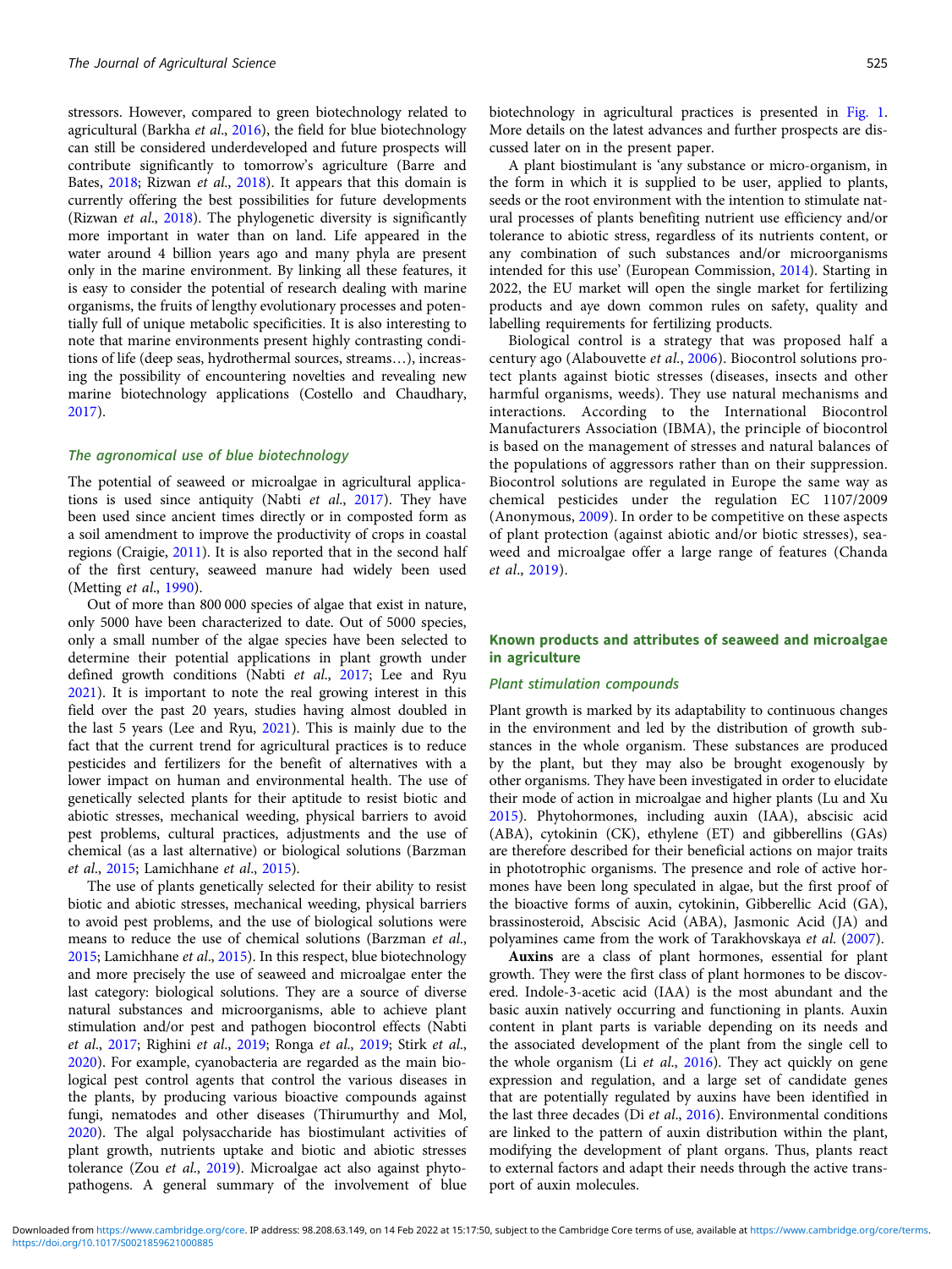stressors. However, compared to green biotechnology related to agricultural (Barkha *et al.*, 2016), the field for blue biotechnology can still be considered underdeveloped and future prospects will contribute significantly to tomorrow's agriculture (Barre and Bates, 2018; Rizwan *et al.*, 2018). It appears that this domain is currently offering the best possibilities for future developments (Rizwan *et al.*, 2018). The phylogenetic diversity is significantly more important in water than on land. Life appeared in the water around 4 billion years ago and many phyla are present only in the marine environment. By linking all these features, it is easy to consider the potential of research dealing with marine organisms, the fruits of lengthy evolutionary processes and potentially full of unique metabolic specificities. It is also interesting to note that marine environments present highly contrasting conditions of life (deep seas, hydrothermal sources, streams…), increasing the possibility of encountering novelties and revealing new marine biotechnology applications (Costello and Chaudhary, 2017).

### *The agronomical use of blue biotechnology*

The potential of seaweed or microalgae in agricultural applications is used since antiquity (Nabti *et al.*, 2017). They have been used since ancient times directly or in composted form as a soil amendment to improve the productivity of crops in coastal regions (Craigie, 2011). It is also reported that in the second half of the first century, seaweed manure had widely been used (Metting *et al.*, 1990).

Out of more than 800 000 species of algae that exist in nature, only 5000 have been characterized to date. Out of 5000 species, only a small number of the algae species have been selected to determine their potential applications in plant growth under defined growth conditions (Nabti *et al.*, 2017; Lee and Ryu 2021). It is important to note the real growing interest in this field over the past 20 years, studies having almost doubled in the last 5 years (Lee and Ryu, 2021). This is mainly due to the fact that the current trend for agricultural practices is to reduce pesticides and fertilizers for the benefit of alternatives with a lower impact on human and environmental health. The use of genetically selected plants for their aptitude to resist biotic and abiotic stresses, mechanical weeding, physical barriers to avoid pest problems, cultural practices, adjustments and the use of chemical (as a last alternative) or biological solutions (Barzman *et al.*, 2015; Lamichhane *et al.*, 2015).

The use of plants genetically selected for their ability to resist biotic and abiotic stresses, mechanical weeding, physical barriers to avoid pest problems, and the use of biological solutions were means to reduce the use of chemical solutions (Barzman *et al.*, 2015; Lamichhane *et al.*, 2015). In this respect, blue biotechnology and more precisely the use of seaweed and microalgae enter the last category: biological solutions. They are a source of diverse natural substances and microorganisms, able to achieve plant stimulation and/or pest and pathogen biocontrol effects (Nabti *et al.*, 2017; Righini *et al.*, 2019; Ronga *et al.*, 2019; Stirk *et al.*, 2020). For example, cyanobacteria are regarded as the main biological pest control agents that control the various diseases in the plants, by producing various bioactive compounds against fungi, nematodes and other diseases (Thirumurthy and Mol, 2020). The algal polysaccharide has biostimulant activities of plant growth, nutrients uptake and biotic and abiotic stresses tolerance (Zou *et al.*, 2019). Microalgae act also against phytopathogens. A general summary of the involvement of blue biotechnology in agricultural practices is presented in Fig. 1. More details on the latest advances and further prospects are discussed later on in the present paper.

A plant biostimulant is 'any substance or micro-organism, in the form in which it is supplied to be user, applied to plants, seeds or the root environment with the intention to stimulate natural processes of plants benefiting nutrient use efficiency and/or tolerance to abiotic stress, regardless of its nutrients content, or any combination of such substances and/or microorganisms intended for this use' (European Commission, 2014). Starting in 2022, the EU market will open the single market for fertilizing products and aye down common rules on safety, quality and labelling requirements for fertilizing products.

Biological control is a strategy that was proposed half a century ago (Alabouvette *et al.*, 2006). Biocontrol solutions protect plants against biotic stresses (diseases, insects and other harmful organisms, weeds). They use natural mechanisms and interactions. According to the International Biocontrol Manufacturers Association (IBMA), the principle of biocontrol is based on the management of stresses and natural balances of the populations of aggressors rather than on their suppression. Biocontrol solutions are regulated in Europe the same way as chemical pesticides under the regulation EC 1107/2009 (Anonymous, 2009). In order to be competitive on these aspects of plant protection (against abiotic and/or biotic stresses), seaweed and microalgae offer a large range of features (Chanda *et al.*, 2019).

## Known products and attributes of seaweed and microalgae in agriculture

### *Plant stimulation compounds*

Plant growth is marked by its adaptability to continuous changes in the environment and led by the distribution of growth substances in the whole organism. These substances are produced by the plant, but they may also be brought exogenously by other organisms. They have been investigated in order to elucidate their mode of action in microalgae and higher plants (Lu and Xu 2015). Phytohormones, including auxin (IAA), abscisic acid (ABA), cytokinin (CK), ethylene (ET) and gibberellins (GAs) are therefore described for their beneficial actions on major traits in phototrophic organisms. The presence and role of active hormones have been long speculated in algae, but the first proof of the bioactive forms of auxin, cytokinin, Gibberellic Acid (GA), brassinosteroid, Abscisic Acid (ABA), Jasmonic Acid (JA) and polyamines came from the work of Tarakhovskaya *et al.* (2007).

**Auxins** are a class of plant hormones, essential for plant growth. They were the first class of plant hormones to be discovered. Indole-3-acetic acid (IAA) is the most abundant and the basic auxin natively occurring and functioning in plants. Auxin content in plant parts is variable depending on its needs and the associated development of the plant from the single cell to the whole organism (Li *et al.*, 2016). They act quickly on gene expression and regulation, and a large set of candidate genes that are potentially regulated by auxins have been identified in the last three decades (Di *et al.*, 2016). Environmental conditions are linked to the pattern of auxin distribution within the plant, modifying the development of plant organs. Thus, plants react to external factors and adapt their needs through the active transport of auxin molecules.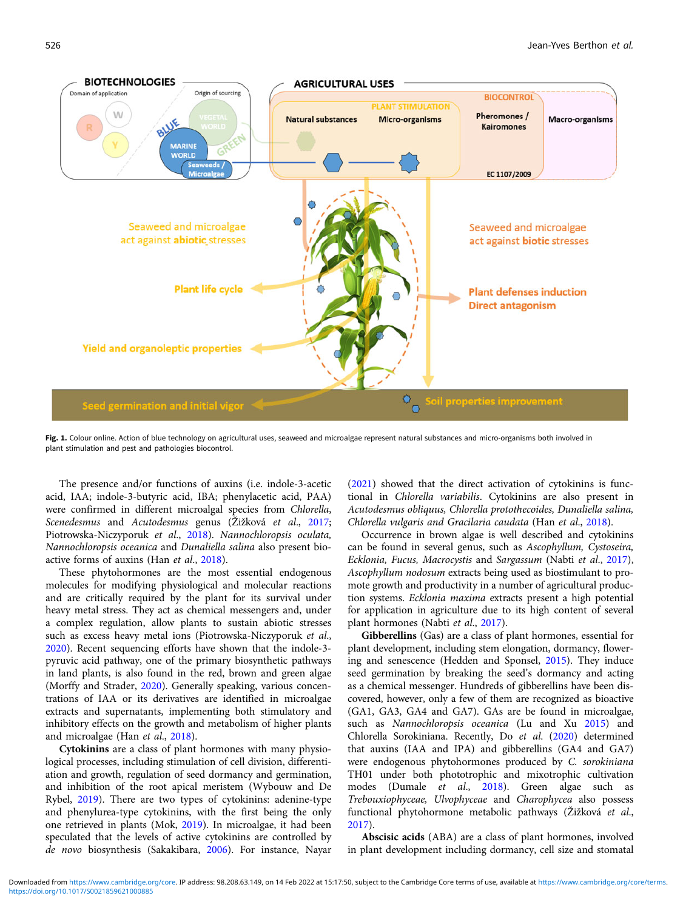Fig. 1. Colour online. Action of blue technology on agricultural uses, seaweed and microalgae represent natural substances and micro-organisms both involved in plant stimulation and pest and pathologies biocontrol.

The presence and/or functions of auxins (i.e. indole-3-acetic acid, IAA; indole-3-butyric acid, IBA; phenylacetic acid, PAA) were confirmed in different microalgal species from *Chlorella*, *Scenedesmus* and *Acutodesmus* genus (Žižková *et al*., 2017; Piotrowska-Niczyporuk *et al*., 2018). *Nannochloropsis oculata, Nannochloropsis oceanica* and *Dunaliella salina* also present bioactive forms of auxins (Han *et al*., 2018).

These phytohormones are the most essential endogenous molecules for modifying physiological and molecular reactions and are critically required by the plant for its survival under heavy metal stress. They act as chemical messengers and, under a complex regulation, allow plants to sustain abiotic stresses such as excess heavy metal ions (Piotrowska-Niczyporuk *et al*., 2020). Recent sequencing efforts have shown that the indole-3-pyruvic acid pathway, one of the primary biosynthetic pathways in land plants, is also found in the red, brown and green algae (Morffy and Strader, 2020). Generally speaking, various concentrations of IAA or its derivatives are identified in microalgae extracts and supernatants, implementing both stimulatory and inhibitory effects on the growth and metabolism of higher plants and microalgae (Han *et al*., 2018).

**Cytokinins** are a class of plant hormones with many physiological processes, including stimulation of cell division, differentiation and growth, regulation of seed dormancy and germination, and inhibition of the root apical meristem (Wybouw and De Rybel, 2019). There are two types of cytokinins: adenine-type and phenylurea-type cytokinins, with the first being the only one retrieved in plants (Mok, 2019). In microalgae, it had been speculated that the levels of active cytokinins are controlled by *de novo* biosynthesis (Sakakibara, 2006). For instance, Nayar (2021) showed that the direct activation of cytokinins is functional in *Chlorella variabilis*. Cytokinins are also present in *Acutodesmus obliquus, Chlorella protothecoides, Dunaliella salina, Chlorella vulgaris and Gracilaria caudata* (Han *et al*., 2018).

Occurrence in brown algae is well described and cytokinins can be found in several genus, such as *Ascophyllum, Cystoseira, Ecklonia, Fucus, Macrocystis* and *Sargassum* (Nabti *et al*., 2017), *Ascophyllum nodosum* extracts being used as biostimulant to promote growth and productivity in a number of agricultural production systems. *Ecklonia maxima* extracts present a high potential for application in agriculture due to its high content of several plant hormones (Nabti *et al*., 2017).

**Gibberellins** (Gas) are a class of plant hormones, essential for plant development, including stem elongation, dormancy, flowering and senescence (Hedden and Sponsel, 2015). They induce seed germination by breaking the seed's dormancy and acting as a chemical messenger. Hundreds of gibberellins have been discovered, however, only a few of them are recognized as bioactive (GA1, GA3, GA4 and GA7). GAs are be found in microalgae, such as *Nannochloropsis oceanica* (Lu and Xu 2015) and Chlorella Sorokiniana. Recently, Do *et al*. (2020) determined that auxins (IAA and IPA) and gibberellins (GA4 and GA7) were endogenous phytohormones produced by *C. sorokiniana* TH01 under both phototrophic and mixotrophic cultivation modes (Dumale *et al*., 2018). Green algae such as *Trebouxiophyceae, Ulvophyceae* and *Charophyceа* also possess functional phytohormone metabolic pathways (Žižková *et al*., 2017).

**Abscisic acids** (ABA) are a class of plant hormones, involved in plant development including dormancy, cell size and stomatal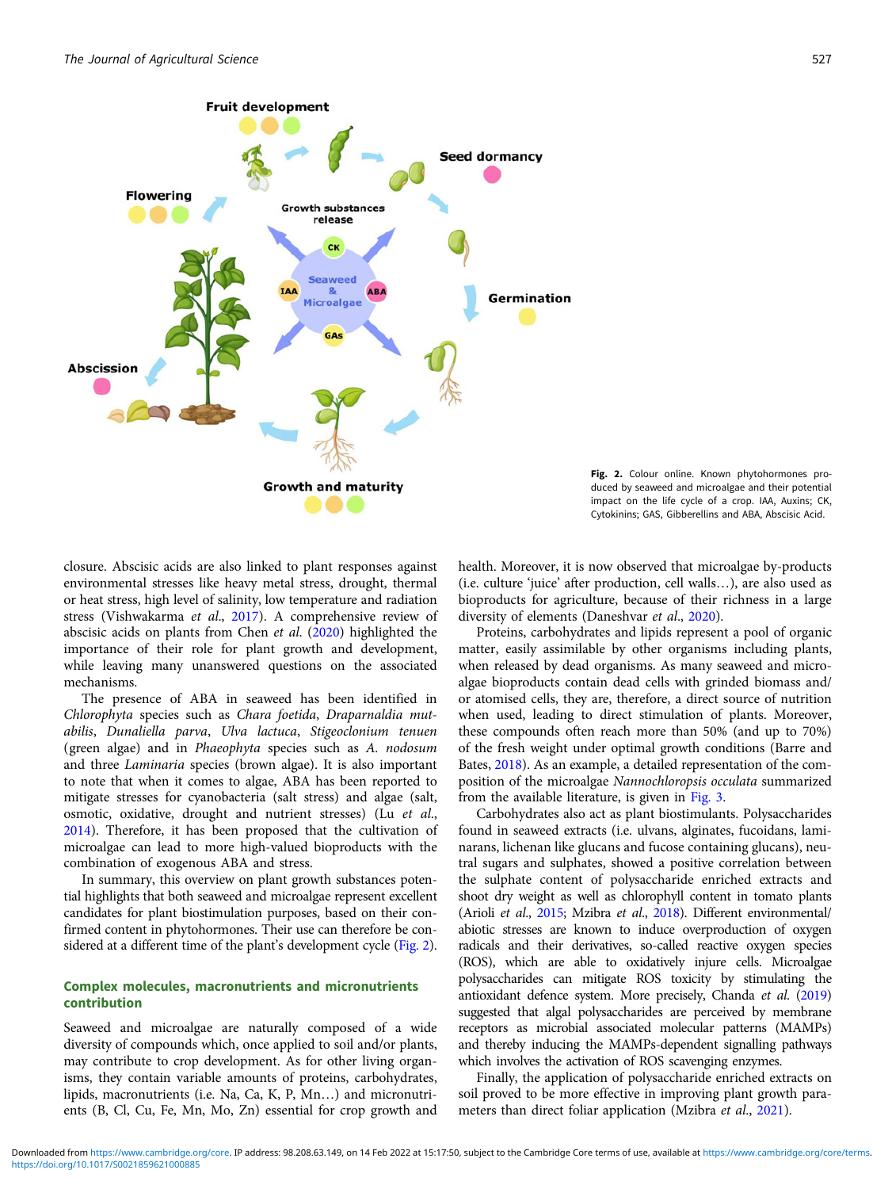Fig. 2. Colour online. Known phytohormones produced by seaweed and microalgae and their potential impact on the life cycle of a crop. IAA, Auxins; CK, Cytokinins; GAS, Gibberellins and ABA, Abscisic Acid.

closure. Abscisic acids are also linked to plant responses against environmental stresses like heavy metal stress, drought, thermal or heat stress, high level of salinity, low temperature and radiation stress (Vishwakarma *et al*., 2017). A comprehensive review of abscisic acids on plants from Chen *et al*. (2020) highlighted the importance of their role for plant growth and development, while leaving many unanswered questions on the associated mechanisms.

The presence of ABA in seaweed has been identified in *Chlorophyta* species such as *Chara foetida*, *Draparnaldia mutabilis*, *Dunaliella parva*, *Ulva lactuca*, *Stigeoclonium tenuen* (green algae) and in *Phaeophyta* species such as *A. nodosum* and three *Laminaria* species (brown algae). It is also important to note that when it comes to algae, ABA has been reported to mitigate stresses for cyanobacteria (salt stress) and algae (salt, osmotic, oxidative, drought and nutrient stresses) (Lu *et al*., 2014). Therefore, it has been proposed that the cultivation of microalgae can lead to more high-valued bioproducts with the combination of exogenous ABA and stress.

In summary, this overview on plant growth substances potential highlights that both seaweed and microalgae represent excellent candidates for plant biostimulation purposes, based on their confirmed content in phytohormones. Their use can therefore be considered at a different time of the plant's development cycle (Fig. 2).

## Complex molecules, macronutrients and micronutrients contribution

Seaweed and microalgae are naturally composed of a wide diversity of compounds which, once applied to soil and/or plants, may contribute to crop development. As for other living organisms, they contain variable amounts of proteins, carbohydrates, lipids, macronutrients (i.e. Na, Ca, K, P, Mn…) and micronutrients (B, Cl, Cu, Fe, Mn, Mo, Zn) essential for crop growth and health. Moreover, it is now observed that microalgae by-products (i.e. culture 'juice' after production, cell walls…), are also used as bioproducts for agriculture, because of their richness in a large diversity of elements (Daneshvar *et al*., 2020).

Proteins, carbohydrates and lipids represent a pool of organic matter, easily assimilable by other organisms including plants, when released by dead organisms. As many seaweed and microalgae bioproducts contain dead cells with grinded biomass and/or atomised cells, they are, therefore, a direct source of nutrition when used, leading to direct stimulation of plants. Moreover, these compounds often reach more than 50% (and up to 70%) of the fresh weight under optimal growth conditions (Barre and Bates, 2018). As an example, a detailed representation of the composition of the microalgae *Nannochloropsis occulata* summarized from the available literature, is given in Fig. 3.

Carbohydrates also act as plant biostimulants. Polysaccharides found in seaweed extracts (i.e. ulvans, alginates, fucoidans, laminarans, lichenan like glucans and fucose containing glucans), neutral sugars and sulphates, showed a positive correlation between the sulphate content of polysaccharide enriched extracts and shoot dry weight as well as chlorophyll content in tomato plants (Arioli *et al*., 2015; Mzibra *et al*., 2018). Different environmental/abiotic stresses are known to induce overproduction of oxygen radicals and their derivatives, so-called reactive oxygen species (ROS), which are able to oxidatively injure cells. Microalgae polysaccharides can mitigate ROS toxicity by stimulating the antioxidant defence system. More precisely, Chanda *et al*. (2019) suggested that algal polysaccharides are perceived by membrane receptors as microbial associated molecular patterns (MAMPs) and thereby inducing the MAMPs-dependent signalling pathways which involves the activation of ROS scavenging enzymes.

Finally, the application of polysaccharide enriched extracts on soil proved to be more effective in improving plant growth parameters than direct foliar application (Mzibra *et al*., 2021).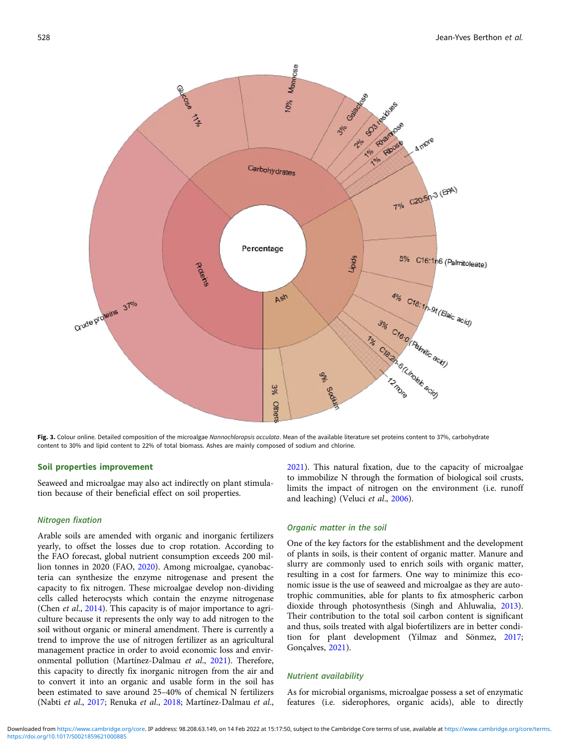**Fig. 3.** Colour online. Detailed composition of the microalgae *Nannochloropsis occulata*. Mean of the available literature set proteins content to 37%, carbohydrate content to 30% and lipid content to 22% of total biomass. Ashes are mainly composed of sodium and chlorine.

## Soil properties improvement

Seaweed and microalgae may also act indirectly on plant stimulation because of their beneficial effect on soil properties.

### Nitrogen fixation

Arable soils are amended with organic and inorganic fertilizers yearly, to offset the losses due to crop rotation. According to the FAO forecast, global nutrient consumption exceeds 200 million tonnes in 2020 (FAO, 2020). Among microalgae, cyanobacteria can synthesize the enzyme nitrogenase and present the capacity to fix nitrogen. These microalgae develop non-dividing cells called heterocysts which contain the enzyme nitrogenase (Chen *et al.*, 2014). This capacity is of major importance to agriculture because it represents the only way to add nitrogen to the soil without organic or mineral amendment. There is currently a trend to improve the use of nitrogen fertilizer as an agricultural management practice in order to avoid economic loss and environmental pollution (Martínez-Dalmau *et al.*, 2021). Therefore, this capacity to directly fix inorganic nitrogen from the air and to convert it into an organic and usable form in the soil has been estimated to save around 25–40% of chemical N fertilizers (Nabti *et al.*, 2017; Renuka *et al.*, 2018; Martínez-Dalmau *et al.*, 2021). This natural fixation, due to the capacity of microalgae to immobilize N through the formation of biological soil crusts, limits the impact of nitrogen on the environment (i.e. runoff and leaching) (Veluci *et al.*, 2006).

### Organic matter in the soil

One of the key factors for the establishment and the development of plants in soils, is their content of organic matter. Manure and slurry are commonly used to enrich soils with organic matter, resulting in a cost for farmers. One way to minimize this economic issue is the use of seaweed and microalgae as they are autotrophic communities, able for plants to fix atmospheric carbon dioxide through photosynthesis (Singh and Ahluwalia, 2013). Their contribution to the total soil carbon content is significant and thus, soils treated with algal biofertilizers are in better condition for plant development (Yilmaz and Sönmez, 2017; Gonçalves, 2021).

### Nutrient availability

As for microbial organisms, microalgae possess a set of enzymatic features (i.e. siderophores, organic acids), able to directly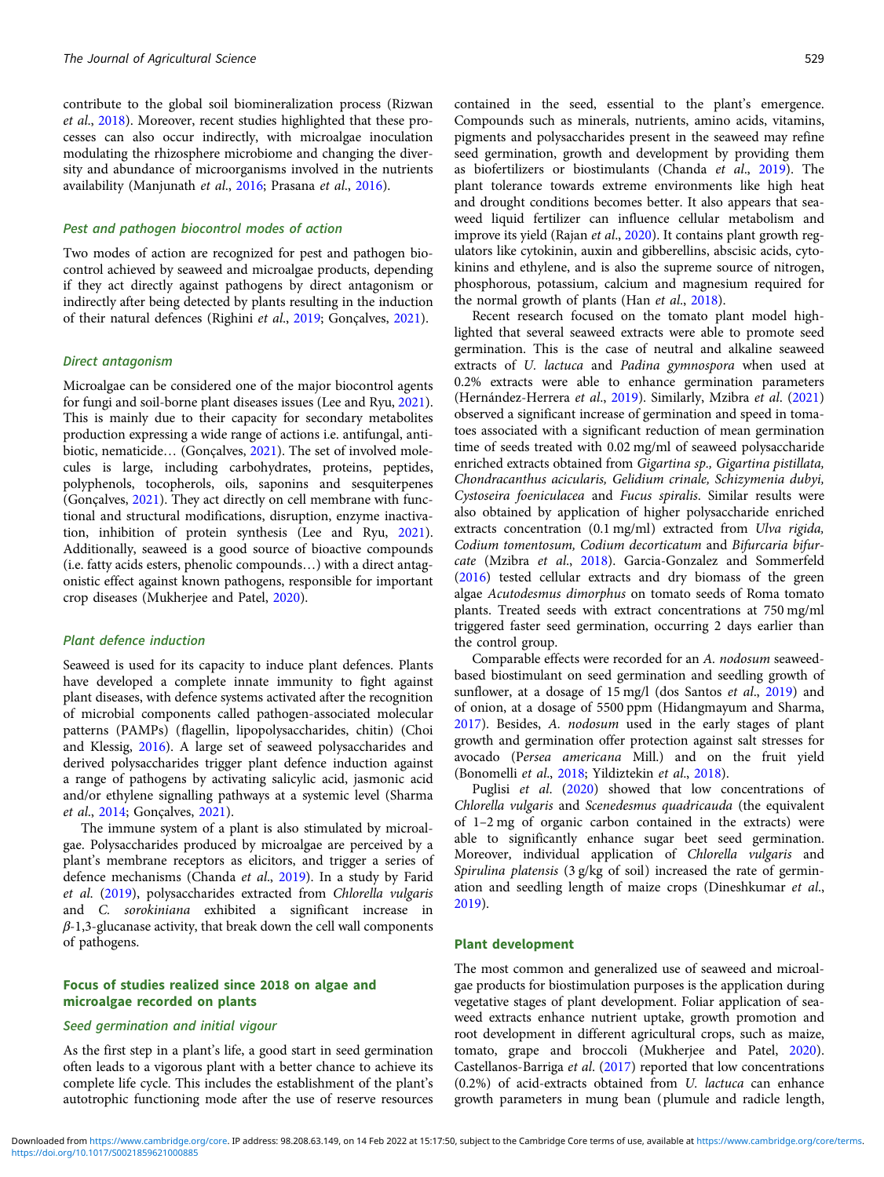contribute to the global soil biomineralization process (Rizwan *et al.*, 2018). Moreover, recent studies highlighted that these processes can also occur indirectly, with microalgae inoculation modulating the rhizosphere microbiome and changing the diversity and abundance of microorganisms involved in the nutrients availability (Manjunath *et al.*, 2016; Prasana *et al.*, 2016).

### Pest and pathogen biocontrol modes of action

Two modes of action are recognized for pest and pathogen biocontrol achieved by seaweed and microalgae products, depending if they act directly against pathogens by direct antagonism or indirectly after being detected by plants resulting in the induction of their natural defences (Righini *et al.*, 2019; Gonçalves, 2021).

### Direct antagonism

Microalgae can be considered one of the major biocontrol agents for fungi and soil-borne plant diseases issues (Lee and Ryu, 2021). This is mainly due to their capacity for secondary metabolites production expressing a wide range of actions i.e. antifungal, antibiotic, nematicide… (Gonçalves, 2021). The set of involved molecules is large, including carbohydrates, proteins, peptides, polyphenols, tocopherols, oils, saponins and sesquiterpenes (Gonçalves, 2021). They act directly on cell membrane with functional and structural modifications, disruption, enzyme inactivation, inhibition of protein synthesis (Lee and Ryu, 2021). Additionally, seaweed is a good source of bioactive compounds (i.e. fatty acids esters, phenolic compounds…) with a direct antagonistic effect against known pathogens, responsible for important crop diseases (Mukherjee and Patel, 2020).

### Plant defence induction

Seaweed is used for its capacity to induce plant defences. Plants have developed a complete innate immunity to fight against plant diseases, with defence systems activated after the recognition of microbial components called pathogen-associated molecular patterns (PAMPs) (flagellin, lipopolysaccharides, chitin) (Choi and Klessig, 2016). A large set of seaweed polysaccharides and derived polysaccharides trigger plant defence induction against a range of pathogens by activating salicylic acid, jasmonic acid and/or ethylene signalling pathways at a systemic level (Sharma *et al.*, 2014; Gonçalves, 2021).

The immune system of a plant is also stimulated by microalgae. Polysaccharides produced by microalgae are perceived by a plant's membrane receptors as elicitors, and trigger a series of defence mechanisms (Chanda *et al.*, 2019). In a study by Farid *et al.* (2019), polysaccharides extracted from *Chlorella vulgaris* and *C. sorokiniana* exhibited a significant increase in $\beta$-1,3-glucanase activity, that break down the cell wall components of pathogens.

## Focus of studies realized since 2018 on algae and microalgae recorded on plants

### Seed germination and initial vigour

As the first step in a plant's life, a good start in seed germination often leads to a vigorous plant with a better chance to achieve its complete life cycle. This includes the establishment of the plant's autotrophic functioning mode after the use of reserve resources contained in the seed, essential to the plant's emergence. Compounds such as minerals, nutrients, amino acids, vitamins, pigments and polysaccharides present in the seaweed may refine seed germination, growth and development by providing them as biofertilizers or biostimulants (Chanda *et al.*, 2019). The plant tolerance towards extreme environments like high heat and drought conditions becomes better. It also appears that seaweed liquid fertilizer can influence cellular metabolism and improve its yield (Rajan *et al.*, 2020). It contains plant growth regulators like cytokinin, auxin and gibberellins, abscisic acids, cytokinins and ethylene, and is also the supreme source of nitrogen, phosphorous, potassium, calcium and magnesium required for the normal growth of plants (Han *et al.*, 2018).

Recent research focused on the tomato plant model highlighted that several seaweed extracts were able to promote seed germination. This is the case of neutral and alkaline seaweed extracts of *U. lactuca* and *Padina gymnospora* when used at 0.2% extracts were able to enhance germination parameters (Hernández-Herrera *et al.*, 2019). Similarly, Mzibra *et al.* (2021) observed a significant increase of germination and speed in tomatoes associated with a significant reduction of mean germination time of seeds treated with 0.02 mg/ml of seaweed polysaccharide enriched extracts obtained from *Gigartina sp., Gigartina pistillata, Chondracanthus acicularis, Gelidium crinale, Schizymenia dubyi, Cystoseira foeniculacea* and *Fucus spiralis*. Similar results were also obtained by application of higher polysaccharide enriched extracts concentration (0.1 mg/ml) extracted from *Ulva rigida, Codium tomentosum, Codium decorticatum* and *Bifurcaria bifurcate* (Mzibra *et al.*, 2018). Garcia-Gonzalez and Sommerfeld (2016) tested cellular extracts and dry biomass of the green algae *Acutodesmus dimorphus* on tomato seeds of Roma tomato plants. Treated seeds with extract concentrations at 750 mg/ml triggered faster seed germination, occurring 2 days earlier than the control group.

Comparable effects were recorded for an *A. nodosum* seaweed-based biostimulant on seed germination and seedling growth of sunflower, at a dosage of 15 mg/l (dos Santos *et al.*, 2019) and of onion, at a dosage of 5500 ppm (Hidangmayum and Sharma, 2017). Besides, *A. nodosum* used in the early stages of plant growth and germination offer protection against salt stresses for avocado (*Persea americana* Mill.) and on the fruit yield (Bonomelli *et al.*, 2018; Yildiztekin *et al.*, 2018).

Puglisi *et al.* (2020) showed that low concentrations of *Chlorella vulgaris* and *Scenedesmus quadricauda* (the equivalent of 1–2 mg of organic carbon contained in the extracts) were able to significantly enhance sugar beet seed germination. Moreover, individual application of *Chlorella vulgaris* and *Spirulina platensis* (3 g/kg of soil) increased the rate of germination and seedling length of maize crops (Dineshkumar *et al.*, 2019).

## Plant development

The most common and generalized use of seaweed and microalgae products for biostimulation purposes is the application during vegetative stages of plant development. Foliar application of seaweed extracts enhance nutrient uptake, growth promotion and root development in different agricultural crops, such as maize, tomato, grape and broccoli (Mukherjee and Patel, 2020). Castellanos-Barriga *et al.* (2017) reported that low concentrations (0.2%) of acid-extracts obtained from *U. lactuca* can enhance growth parameters in mung bean (plumule and radicle length,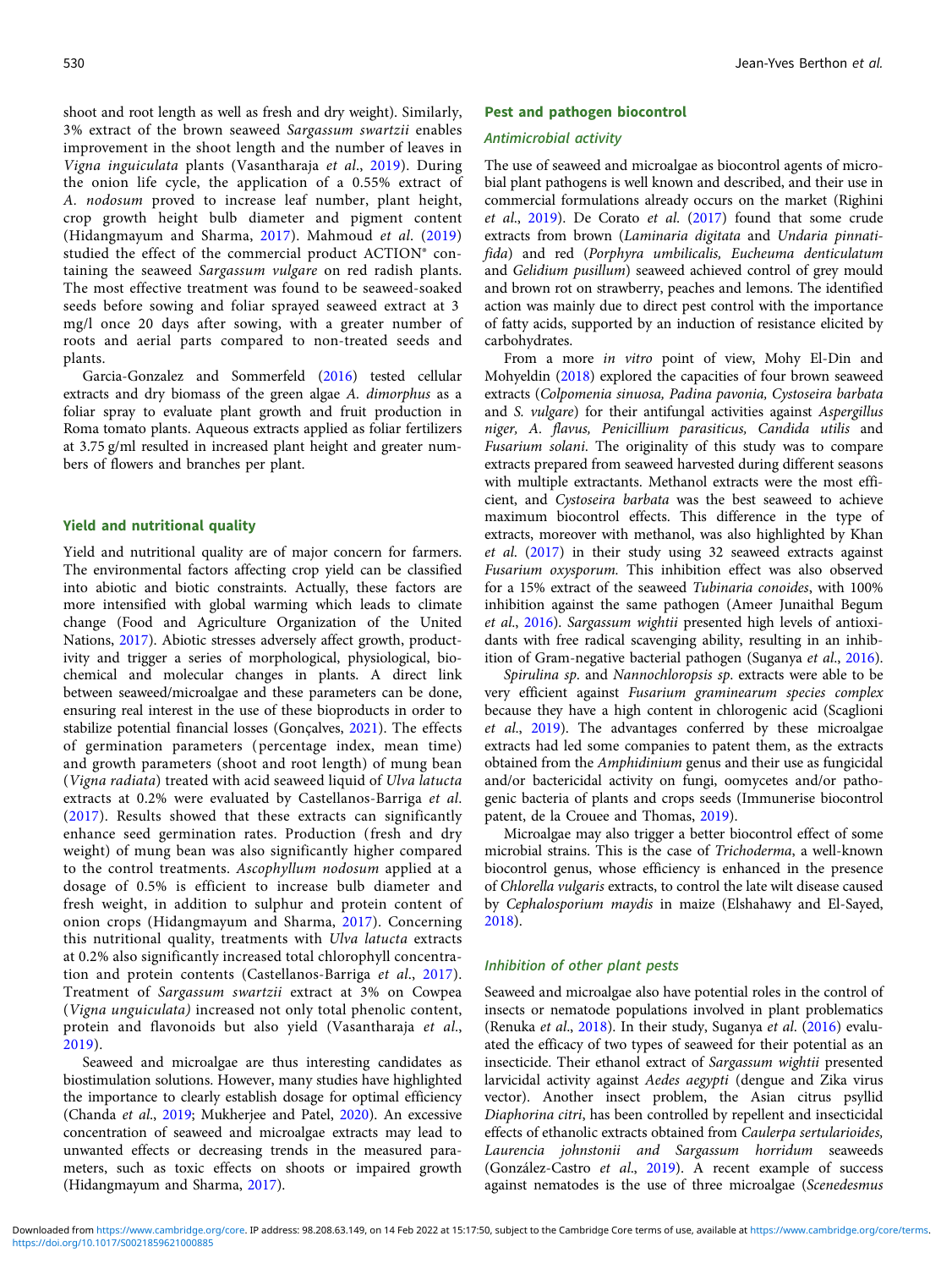shoot and root length as well as fresh and dry weight). Similarly, 3% extract of the brown seaweed *Sargassum swartzii* enables improvement in the shoot length and the number of leaves in *Vigna inguiculata* plants (Vasantharaja *et al*., 2019). During the onion life cycle, the application of a 0.55% extract of *A. nodosum* proved to increase leaf number, plant height, crop growth height bulb diameter and pigment content (Hidangmayum and Sharma, 2017). Mahmoud *et al*. (2019) studied the effect of the commercial product ACTION® containing the seaweed *Sargassum vulgare* on red radish plants. The most effective treatment was found to be seaweed-soaked seeds before sowing and foliar sprayed seaweed extract at 3 mg/l once 20 days after sowing, with a greater number of roots and aerial parts compared to non-treated seeds and plants.

Garcia-Gonzalez and Sommerfeld (2016) tested cellular extracts and dry biomass of the green algae *A. dimorphus* as a foliar spray to evaluate plant growth and fruit production in Roma tomato plants. Aqueous extracts applied as foliar fertilizers at 3.75 g/ml resulted in increased plant height and greater numbers of flowers and branches per plant.

## Yield and nutritional quality

Yield and nutritional quality are of major concern for farmers. The environmental factors affecting crop yield can be classified into abiotic and biotic constraints. Actually, these factors are more intensified with global warming which leads to climate change (Food and Agriculture Organization of the United Nations, 2017). Abiotic stresses adversely affect growth, productivity and trigger a series of morphological, physiological, biochemical and molecular changes in plants. A direct link between seaweed/microalgae and these parameters can be done, ensuring real interest in the use of these bioproducts in order to stabilize potential financial losses (Gonçalves, 2021). The effects of germination parameters (percentage index, mean time) and growth parameters (shoot and root length) of mung bean (*Vigna radiata*) treated with acid seaweed liquid of *Ulva latucta* extracts at 0.2% were evaluated by Castellanos-Barriga *et al*. (2017). Results showed that these extracts can significantly enhance seed germination rates. Production (fresh and dry weight) of mung bean was also significantly higher compared to the control treatments. *Ascophyllum nodosum* applied at a dosage of 0.5% is efficient to increase bulb diameter and fresh weight, in addition to sulphur and protein content of onion crops (Hidangmayum and Sharma, 2017). Concerning this nutritional quality, treatments with *Ulva latucta* extracts at 0.2% also significantly increased total chlorophyll concentration and protein contents (Castellanos-Barriga *et al*., 2017). Treatment of *Sargassum swartzii* extract at 3% on Cowpea (*Vigna unguiculata)* increased not only total phenolic content, protein and flavonoids but also yield (Vasantharaja *et al*., 2019).

Seaweed and microalgae are thus interesting candidates as biostimulation solutions. However, many studies have highlighted the importance to clearly establish dosage for optimal efficiency (Chanda *et al*., 2019; Mukherjee and Patel, 2020). An excessive concentration of seaweed and microalgae extracts may lead to unwanted effects or decreasing trends in the measured parameters, such as toxic effects on shoots or impaired growth (Hidangmayum and Sharma, 2017).

## Pest and pathogen biocontrol

### Antimicrobial activity

The use of seaweed and microalgae as biocontrol agents of microbial plant pathogens is well known and described, and their use in commercial formulations already occurs on the market (Righini *et al*., 2019). De Corato *et al*. (2017) found that some crude extracts from brown (*Laminaria digitata* and *Undaria pinnatifida*) and red (*Porphyra umbilicalis, Eucheuma denticulatum* and *Gelidium pusillum*) seaweed achieved control of grey mould and brown rot on strawberry, peaches and lemons. The identified action was mainly due to direct pest control with the importance of fatty acids, supported by an induction of resistance elicited by carbohydrates.

From a more *in vitro* point of view, Mohy El-Din and Mohyeldin (2018) explored the capacities of four brown seaweed extracts (*Colpomenia sinuosa, Padina pavonia, Cystoseira barbata* and *S. vulgare*) for their antifungal activities against *Aspergillus niger, A. flavus, Penicillium parasiticus, Candida utilis* and *Fusarium solani*. The originality of this study was to compare extracts prepared from seaweed harvested during different seasons with multiple extractants. Methanol extracts were the most efficient, and *Cystoseira barbata* was the best seaweed to achieve maximum biocontrol effects. This difference in the type of extracts, moreover with methanol, was also highlighted by Khan *et al*. (2017) in their study using 32 seaweed extracts against *Fusarium oxysporum*. This inhibition effect was also observed for a 15% extract of the seaweed *Tubinaria conoides*, with 100% inhibition against the same pathogen (Ameer Junaithal Begum *et al*., 2016). *Sargassum wightii* presented high levels of antioxidants with free radical scavenging ability, resulting in an inhibition of Gram-negative bacterial pathogen (Suganya *et al*., 2016).

*Spirulina sp*. and *Nannochloropsis sp*. extracts were able to be very efficient against *Fusarium graminearum species complex* because they have a high content in chlorogenic acid (Scaglioni *et al*., 2019). The advantages conferred by these microalgae extracts had led some companies to patent them, as the extracts obtained from the *Amphidinium* genus and their use as fungicidal and/or bactericidal activity on fungi, oomycetes and/or pathogenic bacteria of plants and crops seeds (Immunerise biocontrol patent, de la Crouee and Thomas, 2019).

Microalgae may also trigger a better biocontrol effect of some microbial strains. This is the case of *Trichoderma*, a well-known biocontrol genus, whose efficiency is enhanced in the presence of *Chlorella vulgaris* extracts, to control the late wilt disease caused by *Cephalosporium maydis* in maize (Elshahawy and El-Sayed, 2018).

### Inhibition of other plant pests

Seaweed and microalgae also have potential roles in the control of insects or nematode populations involved in plant problematics (Renuka *et al*., 2018). In their study, Suganya *et al*. (2016) evaluated the efficacy of two types of seaweed for their potential as an insecticide. Their ethanol extract of *Sargassum wightii* presented larvicidal activity against *Aedes aegypti* (dengue and Zika virus vector). Another insect problem, the Asian citrus psyllid *Diaphorina citri*, has been controlled by repellent and insecticidal effects of ethanolic extracts obtained from *Caulerpa sertularioides, Laurencia johnstonii and Sargassum horridum* seaweeds (González-Castro *et al*., 2019). A recent example of success against nematodes is the use of three microalgae (*Scenedesmus*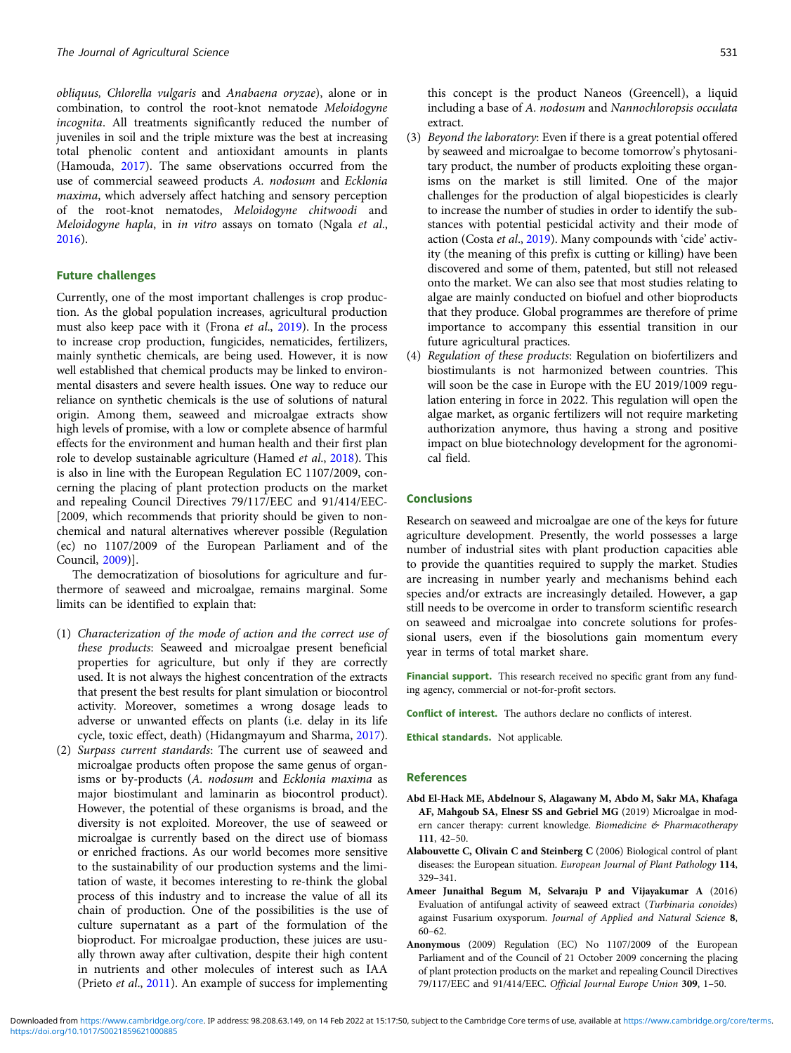obliquus, Chlorella vulgaris* and *Anabaena oryzae*), alone or in combination, to control the root-knot nematode *Meloidogyne incognita*. All treatments significantly reduced the number of juveniles in soil and the triple mixture was the best at increasing total phenolic content and antioxidant amounts in plants (Hamouda, 2017). The same observations occurred from the use of commercial seaweed products *A. nodosum* and *Ecklonia maxima*, which adversely affect hatching and sensory perception of the root-knot nematodes, *Meloidogyne chitwoodi* and *Meloidogyne hapla*, in *in vitro* assays on tomato (Ngala *et al*., 2016).

## Future challenges

Currently, one of the most important challenges is crop production. As the global population increases, agricultural production must also keep pace with it (Frona *et al*., 2019). In the process to increase crop production, fungicides, nematicides, fertilizers, mainly synthetic chemicals, are being used. However, it is now well established that chemical products may be linked to environmental disasters and severe health issues. One way to reduce our reliance on synthetic chemicals is the use of solutions of natural origin. Among them, seaweed and microalgae extracts show high levels of promise, with a low or complete absence of harmful effects for the environment and human health and their first plan role to develop sustainable agriculture (Hamed *et al*., 2018). This is also in line with the European Regulation EC 1107/2009, concerning the placing of plant protection products on the market and repealing Council Directives 79/117/EEC and 91/414/EEC- [2009, which recommends that priority should be given to non-chemical and natural alternatives wherever possible (Regulation (ec) no 1107/2009 of the European Parliament and of the Council, 2009)].

The democratization of biosolutions for agriculture and furthermore of seaweed and microalgae, remains marginal. Some limits can be identified to explain that:

1. *Characterization of the mode of action and the correct use of these products*: Seaweed and microalgae present beneficial properties for agriculture, but only if they are correctly used. It is not always the highest concentration of the extracts that present the best results for plant simulation or biocontrol activity. Moreover, sometimes a wrong dosage leads to adverse or unwanted effects on plants (i.e. delay in its life cycle, toxic effect, death) (Hidangmayum and Sharma, 2017).
2. *Surpass current standards*: The current use of seaweed and microalgae products often propose the same genus of organisms or by-products (*A. nodosum* and *Ecklonia maxima* as major biostimulant and laminarin as biocontrol product). However, the potential of these organisms is broad, and the diversity is not exploited. Moreover, the use of seaweed or microalgae is currently based on the direct use of biomass or enriched fractions. As our world becomes more sensitive to the sustainability of our production systems and the limitation of waste, it becomes interesting to re-think the global process of this industry and to increase the value of all its chain of production. One of the possibilities is the use of culture supernatant as a part of the formulation of the bioproduct. For microalgae production, these juices are usually thrown away after cultivation, despite their high content in nutrients and other molecules of interest such as IAA (Prieto *et al*., 2011). An example of success for implementing this concept is the product Naneos (Greencell), a liquid including a base of *A. nodosum* and *Nannochloropsis occulata* extract.
3. *Beyond the laboratory*: Even if there is a great potential offered by seaweed and microalgae to become tomorrow's phytosanitary product, the number of products exploiting these organisms on the market is still limited. One of the major challenges for the production of algal biopesticides is clearly to increase the number of studies in order to identify the substances with potential pesticidal activity and their mode of action (Costa *et al*., 2019). Many compounds with 'cide' activity (the meaning of this prefix is cutting or killing) have been discovered and some of them, patented, but still not released onto the market. We can also see that most studies relating to algae are mainly conducted on biofuel and other bioproducts that they produce. Global programmes are therefore of prime importance to accompany this essential transition in our future agricultural practices.
4. *Regulation of these products*: Regulation on biofertilizers and biostimulants is not harmonized between countries. This will soon be the case in Europe with the EU 2019/1009 regulation entering in force in 2022. This regulation will open the algae market, as organic fertilizers will not require marketing authorization anymore, thus having a strong and positive impact on blue biotechnology development for the agronomical field.

## Conclusions

Research on seaweed and microalgae are one of the keys for future agriculture development. Presently, the world possesses a large number of industrial sites with plant production capacities able to provide the quantities required to supply the market. Studies are increasing in number yearly and mechanisms behind each species and/or extracts are increasingly detailed. However, a gap still needs to be overcome in order to transform scientific research on seaweed and microalgae into concrete solutions for professional users, even if the biosolutions gain momentum every year in terms of total market share.

**Financial support.** This research received no specific grant from any funding agency, commercial or not-for-profit sectors.

**Conflict of interest.** The authors declare no conflicts of interest.

**Ethical standards.** Not applicable.

## References

**Abd El-Hack ME, Abdelnour S, Alagawany M, Abdo M, Sakr MA, Khafaga AF, Mahgoub SA, Elnesr SS and Gebriel MG** (2019) Microalgae in modern cancer therapy: current knowledge. *Biomedicine & Pharmacotherapy* **111**, 42–50.

**Alabouvette C, Olivain C and Steinberg C** (2006) Biological control of plant diseases: the European situation. *European Journal of Plant Pathology* **114**, 329–341.

**Ameer Junaithal Begum M, Selvaraju P and Vijayakumar A** (2016) Evaluation of antifungal activity of seaweed extract (*Turbinaria conoides*) against Fusarium oxysporum. *Journal of Applied and Natural Science* **8**, 60–62.

**Anonymous** (2009) Regulation (EC) No 1107/2009 of the European Parliament and of the Council of 21 October 2009 concerning the placing of plant protection products on the market and repealing Council Directives 79/117/EEC and 91/414/EEC. *Official Journal Europe Union* **309**, 1–50.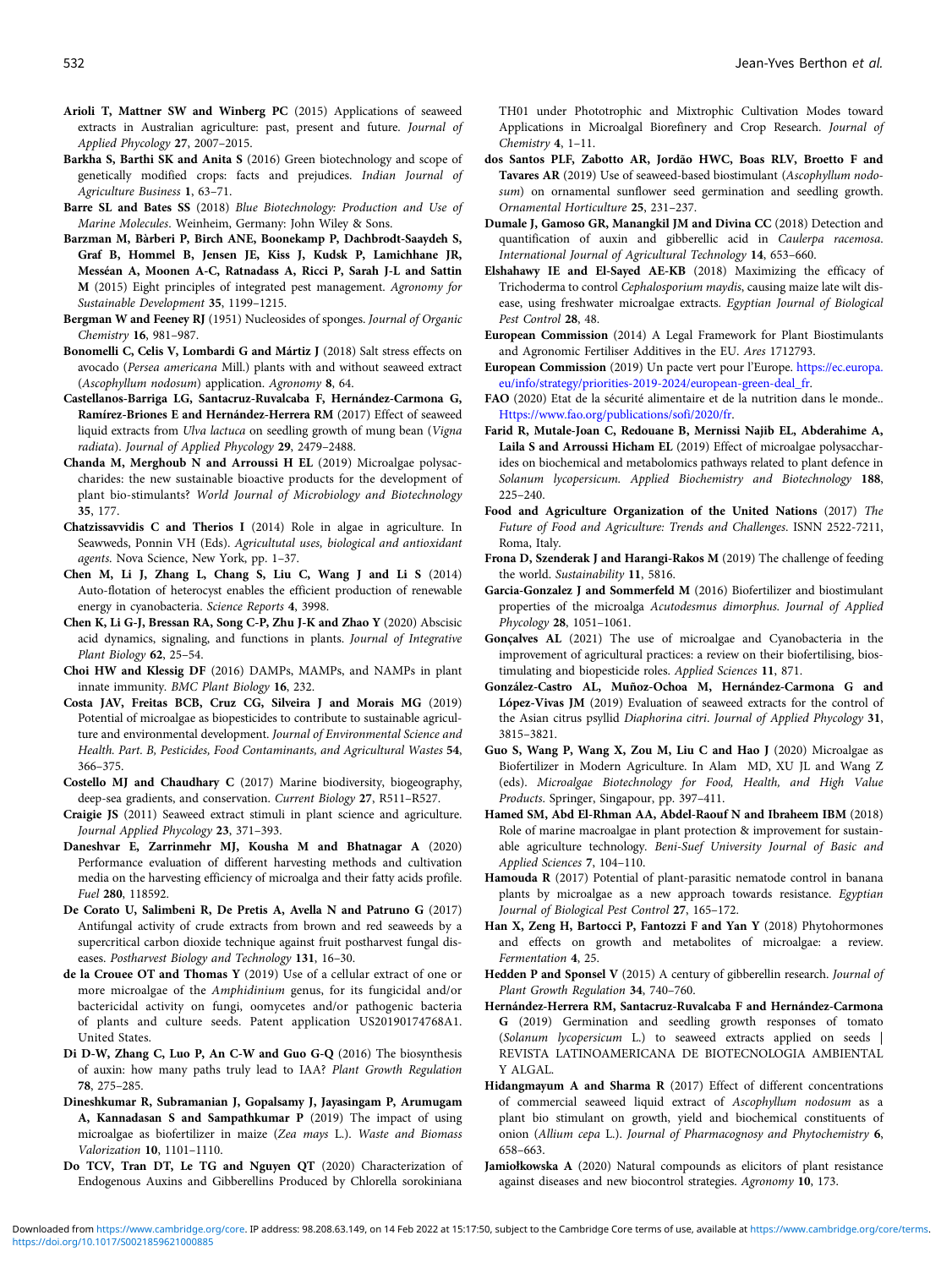**Arioli T, Mattner SW and Winberg PC** (2015) Applications of seaweed extracts in Australian agriculture: past, present and future. *Journal of Applied Phycology* **27**, 2007–2015.

**Barkha S, Barthi SK and Anita S** (2016) Green biotechnology and scope of genetically modified crops: facts and prejudices. *Indian Journal of Agriculture Business* **1**, 63–71.

**Barre SL and Bates SS** (2018) *Blue Biotechnology: Production and Use of Marine Molecules*. Weinheim, Germany: John Wiley & Sons.

**Barzman M, Bàrberi P, Birch ANE, Boonekamp P, Dachbrodt-Saaydeh S, Graf B, Hommel B, Jensen JE, Kiss J, Kudsk P, Lamichhane JR, Messéan A, Moonen A-C, Ratnadass A, Ricci P, Sarah J-L and Sattin M** (2015) Eight principles of integrated pest management. *Agronomy for Sustainable Development* **35**, 1199–1215.

**Bergman W and Feeney RJ** (1951) Nucleosides of sponges. *Journal of Organic Chemistry* **16**, 981–987.

**Bonomelli C, Celis V, Lombardi G and Mártiz J** (2018) Salt stress effects on avocado (*Persea americana* Mill.) plants with and without seaweed extract (*Ascophyllum nodosum*) application. *Agronomy* **8**, 64.

**Castellanos-Barriga LG, Santacruz-Ruvalcaba F, Hernández-Carmona G, Ramírez-Briones E and Hernández-Herrera RM** (2017) Effect of seaweed liquid extracts from *Ulva lactuca* on seedling growth of mung bean (*Vigna radiata*). *Journal of Applied Phycology* **29**, 2479–2488.

**Chanda M, Merghoub N and Arroussi H EL** (2019) Microalgae polysaccharides: the new sustainable bioactive products for the development of plant bio-stimulants? *World Journal of Microbiology and Biotechnology* **35**, 177.

**Chatzissavvidis C and Therios I** (2014) Role in algae in agriculture. In Seawweds, Ponnin VH (Eds). *Agricultutal uses, biological and antioxidant agents*. Nova Science, New York, pp. 1–37.

**Chen M, Li J, Zhang L, Chang S, Liu C, Wang J and Li S** (2014) Auto-flotation of heterocyst enables the efficient production of renewable energy in cyanobacteria. *Science Reports* **4**, 3998.

**Chen K, Li G-J, Bressan RA, Song C-P, Zhu J-K and Zhao Y** (2020) Abscisic acid dynamics, signaling, and functions in plants. *Journal of Integrative Plant Biology* **62**, 25–54.

**Choi HW and Klessig DF** (2016) DAMPs, MAMPs, and NAMPs in plant innate immunity. *BMC Plant Biology* **16**, 232.

**Costa JAV, Freitas BCB, Cruz CG, Silveira J and Morais MG** (2019) Potential of microalgae as biopesticides to contribute to sustainable agriculture and environmental development. *Journal of Environmental Science and Health. Part. B, Pesticides, Food Contaminants, and Agricultural Wastes* **54**, 366–375.

**Costello MJ and Chaudhary C** (2017) Marine biodiversity, biogeography, deep-sea gradients, and conservation. *Current Biology* **27**, R511–R527.

**Craigie JS** (2011) Seaweed extract stimuli in plant science and agriculture. *Journal Applied Phycology* **23**, 371–393.

**Daneshvar E, Zarrinmehr MJ, Kousha M and Bhatnagar A** (2020) Performance evaluation of different harvesting methods and cultivation media on the harvesting efficiency of microalga and their fatty acids profile. *Fuel* **280**, 118592.

**De Corato U, Salimbeni R, De Pretis A, Avella N and Patruno G** (2017) Antifungal activity of crude extracts from brown and red seaweeds by a supercritical carbon dioxide technique against fruit postharvest fungal diseases. *Postharvest Biology and Technology* **131**, 16–30.

**de la Crouee OT and Thomas Y** (2019) Use of a cellular extract of one or more microalgae of the *Amphidinium* genus, for its fungicidal and/or bactericidal activity on fungi, oomycetes and/or pathogenic bacteria of plants and culture seeds. Patent application US20190174768A1. United States.

**Di D-W, Zhang C, Luo P, An C-W and Guo G-Q** (2016) The biosynthesis of auxin: how many paths truly lead to IAA? *Plant Growth Regulation* **78**, 275–285.

**Dineshkumar R, Subramanian J, Gopalsamy J, Jayasingam P, Arumugam A, Kannadasan S and Sampathkumar P** (2019) The impact of using microalgae as biofertilizer in maize (*Zea mays* L.). *Waste and Biomass Valorization* **10**, 1101–1110.

**Do TCV, Tran DT, Le TG and Nguyen QT** (2020) Characterization of Endogenous Auxins and Gibberellins Produced by Chlorella sorokiniana TH01 under Phototrophic and Mixtrophic Cultivation Modes toward Applications in Microalgal Biorefinery and Crop Research. *Journal of Chemistry* **4**, 1–11.

**dos Santos PLF, Zabotto AR, Jordão HWC, Boas RLV, Broetto F and Tavares AR** (2019) Use of seaweed-based biostimulant (*Ascophyllum nodosum*) on ornamental sunflower seed germination and seedling growth. *Ornamental Horticulture* **25**, 231–237.

**Dumale J, Gamoso GR, Manangkil JM and Divina CC** (2018) Detection and quantification of auxin and gibberellic acid in *Caulerpa racemosa*. *International Journal of Agricultural Technology* **14**, 653–660.

**Elshahawy IE and El-Sayed AE-KB** (2018) Maximizing the efficacy of Trichoderma to control *Cephalosporium maydis*, causing maize late wilt disease, using freshwater microalgae extracts. *Egyptian Journal of Biological Pest Control* **28**, 48.

**European Commission** (2014) A Legal Framework for Plant Biostimulants and Agronomic Fertiliser Additives in the EU. *Ares* 1712793.

**European Commission** (2019) Un pacte vert pour l'Europe. https://ec.europa.eu/info/strategy/priorities-2019-2024/european-green-deal_fr.

**FAO** (2020) Etat de la sécurité alimentaire et de la nutrition dans le monde.. Https://www.fao.org/publications/sofi/2020/fr.

**Farid R, Mutale-Joan C, Redouane B, Mernissi Najib EL, Abderahime A, Laila S and Arroussi Hicham EL** (2019) Effect of microalgae polysaccharides on biochemical and metabolomics pathways related to plant defence in *Solanum lycopersicum*. *Applied Biochemistry and Biotechnology* **188**, 225–240.

**Food and Agriculture Organization of the United Nations** (2017) *The Future of Food and Agriculture: Trends and Challenges*. ISNN 2522-7211, Roma, Italy.

**Frona D, Szenderak J and Harangi-Rakos M** (2019) The challenge of feeding the world. *Sustainability* **11**, 5816.

**Garcia-Gonzalez J and Sommerfeld M** (2016) Biofertilizer and biostimulant properties of the microalga *Acutodesmus dimorphus*. *Journal of Applied Phycology* **28**, 1051–1061.

**Gonçalves AL** (2021) The use of microalgae and Cyanobacteria in the improvement of agricultural practices: a review on their biofertilising, biostimulating and biopesticide roles. *Applied Sciences* **11**, 871.

**González-Castro AL, Muñoz-Ochoa M, Hernández-Carmona G and López-Vivas JM** (2019) Evaluation of seaweed extracts for the control of the Asian citrus psyllid *Diaphorina citri*. *Journal of Applied Phycology* **31**, 3815–3821.

**Guo S, Wang P, Wang X, Zou M, Liu C and Hao J** (2020) Microalgae as Biofertilizer in Modern Agriculture. In Alam MD, XU JL and Wang Z (eds). *Microalgae Biotechnology for Food, Health, and High Value Products*. Springer, Singapour, pp. 397–411.

**Hamed SM, Abd El-Rhman AA, Abdel-Raouf N and Ibraheem IBM** (2018) Role of marine macroalgae in plant protection & improvement for sustainable agriculture technology. *Beni-Suef University Journal of Basic and Applied Sciences* **7**, 104–110.

**Hamouda R** (2017) Potential of plant-parasitic nematode control in banana plants by microalgae as a new approach towards resistance. *Egyptian Journal of Biological Pest Control* **27**, 165–172.

**Han X, Zeng H, Bartocci P, Fantozzi F and Yan Y** (2018) Phytohormones and effects on growth and metabolites of microalgae: a review. *Fermentation* **4**, 25.

**Hedden P and Sponsel V** (2015) A century of gibberellin research. *Journal of Plant Growth Regulation* **34**, 740–760.

**Hernández-Herrera RM, Santacruz-Ruvalcaba F and Hernández-Carmona G** (2019) Germination and seedling growth responses of tomato (*Solanum lycopersicum* L.) to seaweed extracts applied on seeds | REVISTA LATINOAMERICANA DE BIOTECNOLOGIA AMBIENTAL Y ALGAL.

**Hidangmayum A and Sharma R** (2017) Effect of different concentrations of commercial seaweed liquid extract of *Ascophyllum nodosum* as a plant bio stimulant on growth, yield and biochemical constituents of onion (*Allium cepa* L.). *Journal of Pharmacognosy and Phytochemistry* **6**, 658–663.

**Jamiołkowska A** (2020) Natural compounds as elicitors of plant resistance against diseases and new biocontrol strategies. *Agronomy* **10**, 173.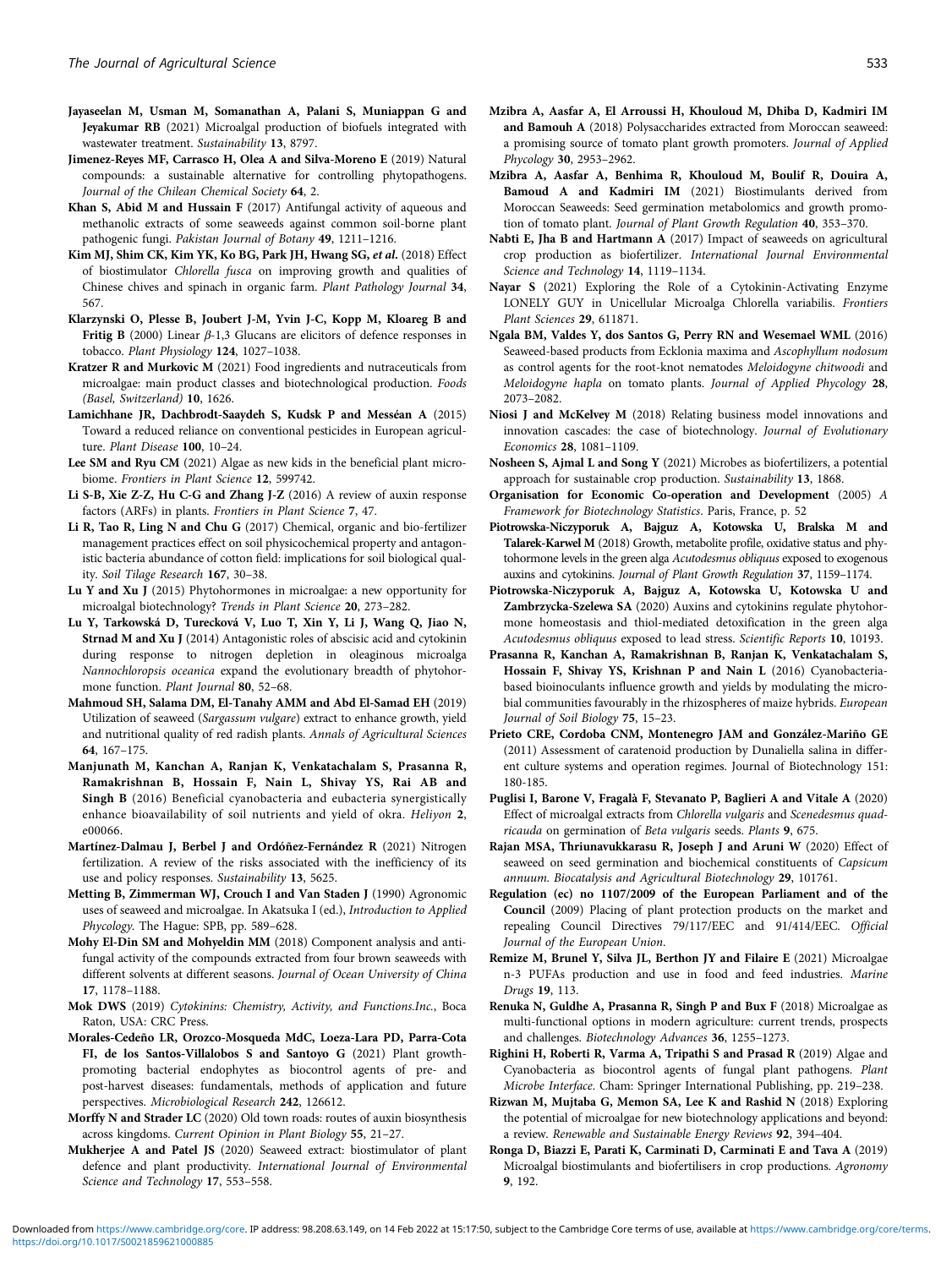**Jayaseelan M, Usman M, Somanathan A, Palani S, Muniappan G and Jeyakumar RB** (2021) Microalgal production of biofuels integrated with wastewater treatment. *Sustainability* **13**, 8797.

**Jimenez-Reyes MF, Carrasco H, Olea A and Silva-Moreno E** (2019) Natural compounds: a sustainable alternative for controlling phytopathogens. *Journal of the Chilean Chemical Society* **64**, 2.

**Khan S, Abid M and Hussain F** (2017) Antifungal activity of aqueous and methanolic extracts of some seaweeds against common soil-borne plant pathogenic fungi. *Pakistan Journal of Botany* **49**, 1211–1216.

**Kim MJ, Shim CK, Kim YK, Ko BG, Park JH, Hwang SG, *et al.*** (2018) Effect of biostimulator *Chlorella fusca* on improving growth and qualities of Chinese chives and spinach in organic farm. *Plant Pathology Journal* **34**, 567.

**Klarzynski O, Plesse B, Joubert J-M, Yvin J-C, Kopp M, Kloareg B and Fritig B** (2000) Linear $\beta$-1,3 Glucans are elicitors of defence responses in tobacco. *Plant Physiology* **124**, 1027–1038.

**Kratzer R and Murkovic M** (2021) Food ingredients and nutraceuticals from microalgae: main product classes and biotechnological production. *Foods (Basel, Switzerland)* **10**, 1626.

**Lamichhane JR, Dachbrodt-Saaydeh S, Kudsk P and Messéan A** (2015) Toward a reduced reliance on conventional pesticides in European agriculture. *Plant Disease* **100**, 10–24.

**Lee SM and Ryu CM** (2021) Algae as new kids in the beneficial plant microbiome. *Frontiers in Plant Science* **12**, 599742.

**Li S-B, Xie Z-Z, Hu C-G and Zhang J-Z** (2016) A review of auxin response factors (ARFs) in plants. *Frontiers in Plant Science* **7**, 47.

**Li R, Tao R, Ling N and Chu G** (2017) Chemical, organic and bio-fertilizer management practices effect on soil physicochemical property and antagonistic bacteria abundance of cotton field: implications for soil biological quality. *Soil Tilage Research* **167**, 30–38.

**Lu Y and Xu J** (2015) Phytohormones in microalgae: a new opportunity for microalgal biotechnology? *Trends in Plant Science* **20**, 273–282.

**Lu Y, Tarkowská D, Turecková V, Luo T, Xin Y, Li J, Wang Q, Jiao N, Strnad M and Xu J** (2014) Antagonistic roles of abscisic acid and cytokinin during response to nitrogen depletion in oleaginous microalga *Nannochloropsis oceanica* expand the evolutionary breadth of phytohormone function. *Plant Journal* **80**, 52–68.

**Mahmoud SH, Salama DM, El-Tanahy AMM and Abd El-Samad EH** (2019) Utilization of seaweed (*Sargassum vulgare*) extract to enhance growth, yield and nutritional quality of red radish plants. *Annals of Agricultural Sciences* **64**, 167–175.

**Manjunath M, Kanchan A, Ranjan K, Venkatachalam S, Prasanna R, Ramakrishnan B, Hossain F, Nain L, Shivay YS, Rai AB and Singh B** (2016) Beneficial cyanobacteria and eubacteria synergistically enhance bioavailability of soil nutrients and yield of okra. *Heliyon* **2**, e00066.

**Martínez-Dalmau J, Berbel J and Ordóñez-Fernández R** (2021) Nitrogen fertilization. A review of the risks associated with the inefficiency of its use and policy responses. *Sustainability* **13**, 5625.

**Metting B, Zimmerman WJ, Crouch I and Van Staden J** (1990) Agronomic uses of seaweed and microalgae. In Akatsuka I (ed.), *Introduction to Applied Phycology*. The Hague: SPB, pp. 589–628.

**Mohy El-Din SM and Mohyeldin MM** (2018) Component analysis and antifungal activity of the compounds extracted from four brown seaweeds with different solvents at different seasons. *Journal of Ocean University of China* **17**, 1178–1188.

**Mok DWS** (2019) *Cytokinins: Chemistry, Activity, and Functions.Inc.*, Boca Raton, USA: CRC Press.

**Morales-Cedeño LR, Orozco-Mosqueda MdC, Loeza-Lara PD, Parra-Cota FI, de los Santos-Villalobos S and Santoyo G** (2021) Plant growth-promoting bacterial endophytes as biocontrol agents of pre- and post-harvest diseases: fundamentals, methods of application and future perspectives. *Microbiological Research* **242**, 126612.

**Morffy N and Strader LC** (2020) Old town roads: routes of auxin biosynthesis across kingdoms. *Current Opinion in Plant Biology* **55**, 21–27.

**Mukherjee A and Patel JS** (2020) Seaweed extract: biostimulator of plant defence and plant productivity. *International Journal of Environmental Science and Technology* **17**, 553–558.

**Mzibra A, Aasfar A, El Arroussi H, Khouloud M, Dhiba D, Kadmiri IM and Bamouh A** (2018) Polysaccharides extracted from Moroccan seaweed: a promising source of tomato plant growth promoters. *Journal of Applied Phycology* **30**, 2953–2962.

**Mzibra A, Aasfar A, Benhima R, Khouloud M, Boulif R, Douira A, Bamoud A and Kadmiri IM** (2021) Biostimulants derived from Moroccan Seaweeds: Seed germination metabolomics and growth promotion of tomato plant. *Journal of Plant Growth Regulation* **40**, 353–370.

**Nabti E, Jha B and Hartmann A** (2017) Impact of seaweeds on agricultural crop production as biofertilizer. *International Journal Environmental Science and Technology* **14**, 1119–1134.

**Nayar S** (2021) Exploring the Role of a Cytokinin-Activating Enzyme LONELY GUY in Unicellular Microalga Chlorella variabilis. *Frontiers Plant Sciences* **29**, 611871.

**Ngala BM, Valdes Y, dos Santos G, Perry RN and Wesemael WML** (2016) Seaweed-based products from Ecklonia maxima and *Ascophyllum nodosum* as control agents for the root-knot nematodes *Meloidogyne chitwoodi* and *Meloidogyne hapla* on tomato plants. *Journal of Applied Phycology* **28**, 2073–2082.

**Niosi J and McKelvey M** (2018) Relating business model innovations and innovation cascades: the case of biotechnology. *Journal of Evolutionary Economics* **28**, 1081–1109.

**Nosheen S, Ajmal L and Song Y** (2021) Microbes as biofertilizers, a potential approach for sustainable crop production. *Sustainability* **13**, 1868.

**Organisation for Economic Co-operation and Development** (2005) *A Framework for Biotechnology Statistics*. Paris, France, p. 52

**Piotrowska-Niczyporuk A, Bajguz A, Kotowska U, Bralska M and Talarek-Karwel M** (2018) Growth, metabolite profile, oxidative status and phytohormone levels in the green alga *Acutodesmus obliquus* exposed to exogenous auxins and cytokinins. *Journal of Plant Growth Regulation* **37**, 1159–1174.

**Piotrowska-Niczyporuk A, Bajguz A, Kotowska U, Kotowska U and Zambrzycka-Szelewa SA** (2020) Auxins and cytokinins regulate phytohormone homeostasis and thiol-mediated detoxification in the green alga *Acutodesmus obliquus* exposed to lead stress. *Scientific Reports* **10**, 10193.

**Prasanna R, Kanchan A, Ramakrishnan B, Ranjan K, Venkatachalam S, Hossain F, Shivay YS, Krishnan P and Nain L** (2016) Cyanobacteria-based bioinoculants influence growth and yields by modulating the microbial communities favourably in the rhizospheres of maize hybrids. *European Journal of Soil Biology* **75**, 15–23.

**Prieto CRE, Cordoba CNM, Montenegro JAM and González-Mariño GE** (2011) Assessment of caratenoid production by Dunaliella salina in different culture systems and operation regimes. Journal of Biotechnology 151: 180-185.

**Puglisi I, Barone V, Fragalà F, Stevanato P, Baglieri A and Vitale A** (2020) Effect of microalgal extracts from *Chlorella vulgaris* and *Scenedesmus quadricauda* on germination of *Beta vulgaris* seeds. *Plants* **9**, 675.

**Rajan MSA, Thriunavukkarasu R, Joseph J and Aruni W** (2020) Effect of seaweed on seed germination and biochemical constituents of *Capsicum annuum*. *Biocatalysis and Agricultural Biotechnology* **29**, 101761.

**Regulation (ec) no 1107/2009 of the European Parliament and of the Council** (2009) Placing of plant protection products on the market and repealing Council Directives 79/117/EEC and 91/414/EEC. *Official Journal of the European Union*.

**Remize M, Brunel Y, Silva JL, Berthon JY and Filaire E** (2021) Microalgae n-3 PUFAs production and use in food and feed industries. *Marine Drugs* **19**, 113.

**Renuka N, Guldhe A, Prasanna R, Singh P and Bux F** (2018) Microalgae as multi-functional options in modern agriculture: current trends, prospects and challenges. *Biotechnology Advances* **36**, 1255–1273.

**Righini H, Roberti R, Varma A, Tripathi S and Prasad R** (2019) Algae and Cyanobacteria as biocontrol agents of fungal plant pathogens. *Plant Microbe Interface*. Cham: Springer International Publishing, pp. 219–238.

**Rizwan M, Mujtaba G, Memon SA, Lee K and Rashid N** (2018) Exploring the potential of microalgae for new biotechnology applications and beyond: a review. *Renewable and Sustainable Energy Reviews* **92**, 394–404.

**Ronga D, Biazzi E, Parati K, Carminati D, Carminati E and Tava A** (2019) Microalgal biostimulants and biofertilisers in crop productions. *Agronomy* **9**, 192.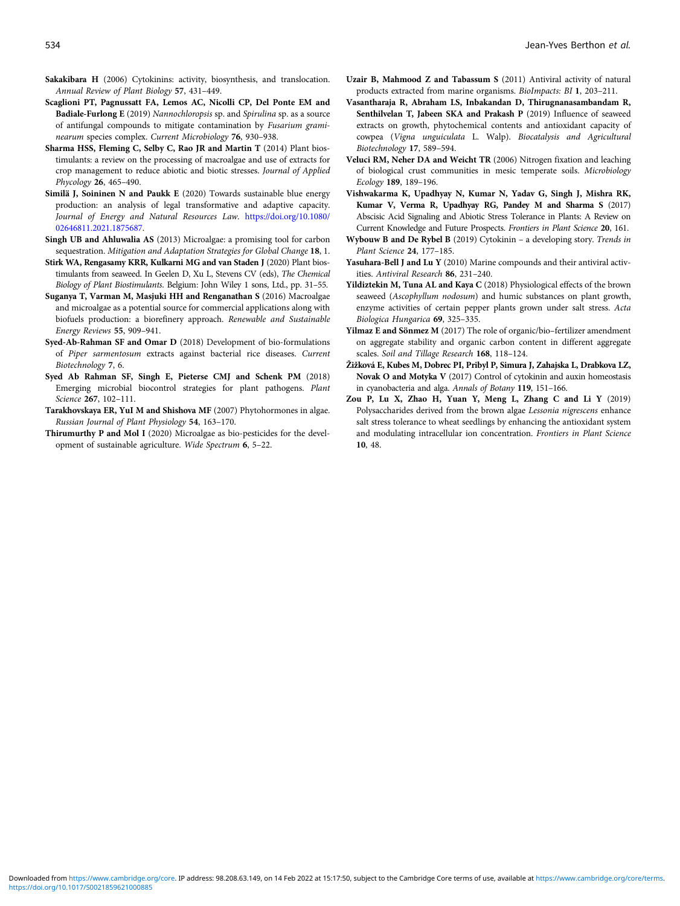**Sakakibara H** (2006) Cytokinins: activity, biosynthesis, and translocation. *Annual Review of Plant Biology* **57**, 431–449.

**Scaglioni PT, Pagnussatt FA, Lemos AC, Nicolli CP, Del Ponte EM and Badiale-Furlong E** (2019) *Nannochloropsis* sp. and *Spirulina* sp. as a source of antifungal compounds to mitigate contamination by *Fusarium graminearum* species complex. *Current Microbiology* **76**, 930–938.

**Sharma HSS, Fleming C, Selby C, Rao JR and Martin T** (2014) Plant biostimulants: a review on the processing of macroalgae and use of extracts for crop management to reduce abiotic and biotic stresses. *Journal of Applied Phycology* **26**, 465–490.

**Similä J, Soininen N and Paukk E** (2020) Towards sustainable blue energy production: an analysis of legal transformative and adaptive capacity. *Journal of Energy and Natural Resources Law*. https://doi.org/10.1080/02646811.2021.1875687.

**Singh UB and Ahluwalia AS** (2013) Microalgae: a promising tool for carbon sequestration. *Mitigation and Adaptation Strategies for Global Change* **18**, 1.

**Stirk WA, Rengasamy KRR, Kulkarni MG and van Staden J** (2020) Plant biostimulants from seaweed. In Geelen D, Xu L, Stevens CV (eds), *The Chemical Biology of Plant Biostimulants*. Belgium: John Wiley 1 sons, Ltd., pp. 31–55.

**Suganya T, Varman M, Masjuki HH and Renganathan S** (2016) Macroalgae and microalgae as a potential source for commercial applications along with biofuels production: a biorefinery approach. *Renewable and Sustainable Energy Reviews* **55**, 909–941.

**Syed-Ab-Rahman SF and Omar D** (2018) Development of bio-formulations of *Piper sarmentosum* extracts against bacterial rice diseases. *Current Biotechnology* **7**, 6.

**Syed Ab Rahman SF, Singh E, Pieterse CMJ and Schenk PM** (2018) Emerging microbial biocontrol strategies for plant pathogens. *Plant Science* **267**, 102–111.

**Tarakhovskaya ER, YuI M and Shishova MF** (2007) Phytohormones in algae. *Russian Journal of Plant Physiology* **54**, 163–170.

**Thirumurthy P and Mol I** (2020) Microalgae as bio-pesticides for the development of sustainable agriculture. *Wide Spectrum* **6**, 5–22.

**Uzair B, Mahmood Z and Tabassum S** (2011) Antiviral activity of natural products extracted from marine organisms. *BioImpacts: BI* **1**, 203–211.

**Vasantharaja R, Abraham LS, Inbakandan D, Thirugnanasambandam R, Senthilvelan T, Jabeen SKA and Prakash P** (2019) Influence of seaweed extracts on growth, phytochemical contents and antioxidant capacity of cowpea (*Vigna unguiculata* L. Walp). *Biocatalysis and Agricultural Biotechnology* **17**, 589–594.

**Veluci RM, Neher DA and Weicht TR** (2006) Nitrogen fixation and leaching of biological crust communities in mesic temperate soils. *Microbiology Ecology* **189**, 189–196.

**Vishwakarma K, Upadhyay N, Kumar N, Yadav G, Singh J, Mishra RK, Kumar V, Verma R, Upadhyay RG, Pandey M and Sharma S** (2017) Abscisic Acid Signaling and Abiotic Stress Tolerance in Plants: A Review on Current Knowledge and Future Prospects. *Frontiers in Plant Science* **20**, 161.

**Wybouw B and De Rybel B** (2019) Cytokinin – a developing story. *Trends in Plant Science* **24**, 177–185.

**Yasuhara-Bell J and Lu Y** (2010) Marine compounds and their antiviral activities. *Antiviral Research* **86**, 231–240.

**Yildiztekin M, Tuna AL and Kaya C** (2018) Physiological effects of the brown seaweed (*Ascophyllum nodosum*) and humic substances on plant growth, enzyme activities of certain pepper plants grown under salt stress. *Acta Biologica Hungarica* **69**, 325–335.

**Yilmaz E and Sönmez M** (2017) The role of organic/bio–fertilizer amendment on aggregate stability and organic carbon content in different aggregate scales. *Soil and Tillage Research* **168**, 118–124.

**Žižková E, Kubes M, Dobrec PI, Pribyl P, Simura J, Zahajska L, Drabkova LZ, Novak O and Motyka V** (2017) Control of cytokinin and auxin homeostasis in cyanobacteria and alga. *Annals of Botany* **119**, 151–166.

**Zou P, Lu X, Zhao H, Yuan Y, Meng L, Zhang C and Li Y** (2019) Polysaccharides derived from the brown algae *Lessonia nigrescens* enhance salt stress tolerance to wheat seedlings by enhancing the antioxidant system and modulating intracellular ion concentration. *Frontiers in Plant Science* **10**, 48.